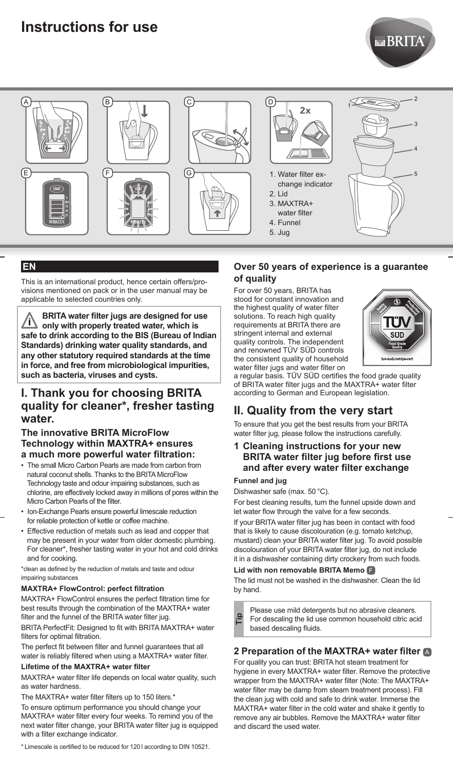# Instructions for use

1. Water filter exchange indicator
2. Lid
3. MAXTRA+ water filter
4. Funnel
5. Jug

## EN

This is an international product, hence certain offers/provisions mentioned on pack or in the user manual may be applicable to selected countries only.

**BRITA water filter jugs are designed for use only with properly treated water, which is safe to drink according to the BIS (Bureau of Indian Standards) drinking water quality standards, and any other statutory required standards at the time in force, and free from microbiological impurities, such as bacteria, viruses and cysts.**

## I. Thank you for choosing BRITA quality for cleaner*, fresher tasting water.

### The innovative BRITA MicroFlow Technology within MAXTRA+ ensures a much more powerful water filtration:

- The small Micro Carbon Pearls are made from carbon from natural coconut shells. Thanks to the BRITA MicroFlow Technology taste and odour impairing substances, such as chlorine, are effectively locked away in millions of pores within the Micro Carbon Pearls of the filter.
- Ion-Exchange Pearls ensure powerful limescale reduction for reliable protection of kettle or coffee machine.
- Effective reduction of metals such as lead and copper that may be present in your water from older domestic plumbing. For cleaner*, fresher tasting water in your hot and cold drinks and for cooking.

*clean as defined by the reduction of metals and taste and odour impairing substances

#### MAXTRA+ FlowControl: perfect filtration

MAXTRA+ FlowControl ensures the perfect filtration time for best results through the combination of the MAXTRA+ water filter and the funnel of the BRITA water filter jug.

BRITA PerfectFit: Designed to fit with BRITA MAXTRA+ water filters for optimal filtration.

The perfect fit between filter and funnel guarantees that all water is reliably filtered when using a MAXTRA+ water filter.

#### Lifetime of the MAXTRA+ water filter

MAXTRA+ water filter life depends on local water quality, such as water hardness.

The MAXTRA+ water filter filters up to 150 liters.*

To ensure optimum performance you should change your MAXTRA+ water filter every four weeks. To remind you of the next water filter change, your BRITA water filter jug is equipped with a filter exchange indicator.

\* Limescale is certified to be reduced for 120 l according to DIN 10521.

### Over 50 years of experience is a guarantee of quality

For over 50 years, BRITA has stood for constant innovation and the highest quality of water filter solutions. To reach high quality requirements at BRITA there are stringent internal and external quality controls. The independent and renowned TÜV SÜD controls the consistent quality of household water filter jugs and water filter on a regular basis. TÜV SÜD certifies the food grade quality of BRITA water filter jugs and the MAXTRA+ water filter according to German and European legislation.

## II. Quality from the very start

To ensure that you get the best results from your BRITA water filter jug, please follow the instructions carefully.

### 1 Cleaning instructions for your new BRITA water filter jug before first use and after every water filter exchange

#### Funnel and jug

Dishwasher safe (max. 50 °C).

For best cleaning results, turn the funnel upside down and let water flow through the valve for a few seconds.

If your BRITA water filter jug has been in contact with food that is likely to cause discolouration (e.g. tomato ketchup, mustard) clean your BRITA water filter jug. To avoid possible discolouration of your BRITA water filter jug, do not include it in a dishwasher containing dirty crockery from such foods.

#### Lid with non removable BRITA Memo F

The lid must not be washed in the dishwasher. Clean the lid by hand.

**Tip:** Please use mild detergents but no abrasive cleaners. For descaling the lid use common household citric acid based descaling fluids.

### 2 Preparation of the MAXTRA+ water filter A

For quality you can trust: BRITA hot steam treatment for hygiene in every MAXTRA+ water filter. Remove the protective wrapper from the MAXTRA+ water filter (Note: The MAXTRA+ water filter may be damp from steam treatment process). Fill the clean jug with cold and safe to drink water. Immerse the MAXTRA+ water filter in the cold water and shake it gently to remove any air bubbles. Remove the MAXTRA+ water filter and discard the used water.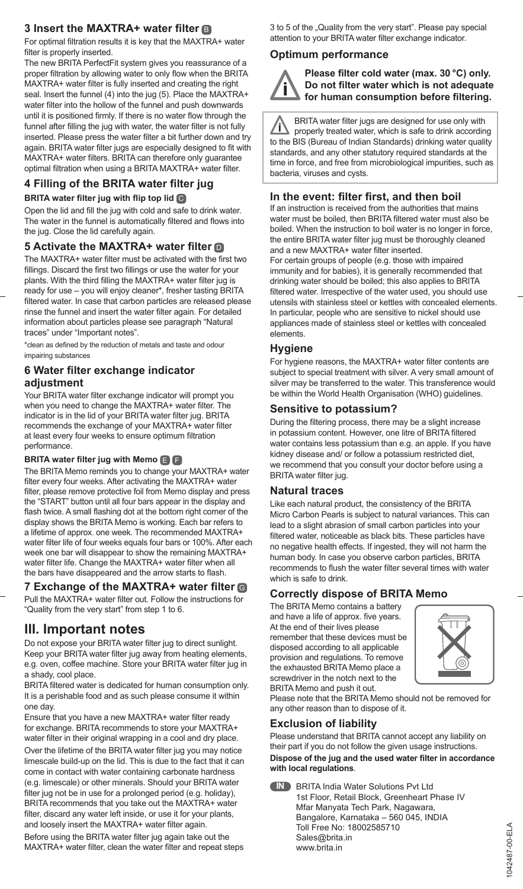## 3 Insert the MAXTRA+ water filter B

For optimal filtration results it is key that the MAXTRA+ water filter is properly inserted.

The new BRITA PerfectFit system gives you reassurance of a proper filtration by allowing water to only flow when the BRITA MAXTRA+ water filter is fully inserted and creating the right seal. Insert the funnel (4) into the jug (5). Place the MAXTRA+ water filter into the hollow of the funnel and push downwards until it is positioned firmly. If there is no water flow through the funnel after filling the jug with water, the water filter is not fully inserted. Please press the water filter a bit further down and try again. BRITA water filter jugs are especially designed to fit with MAXTRA+ water filters. BRITA can therefore only guarantee optimal filtration when using a BRITA MAXTRA+ water filter.

## 4 Filling of the BRITA water filter jug

**BRITA water filter jug with flip top lid C**

Open the lid and fill the jug with cold and safe to drink water. The water in the funnel is automatically filtered and flows into the jug. Close the lid carefully again.

## 5 Activate the MAXTRA+ water filter D

The MAXTRA+ water filter must be activated with the first two fillings. Discard the first two fillings or use the water for your plants. With the third filling the MAXTRA+ water filter jug is ready for use – you will enjoy cleaner*, fresher tasting BRITA filtered water. In case that carbon particles are released please rinse the funnel and insert the water filter again. For detailed information about particles please see paragraph "Natural traces" under "Important notes".

*clean as defined by the reduction of metals and taste and odour impairing substances

## 6 Water filter exchange indicator adjustment

Your BRITA water filter exchange indicator will prompt you when you need to change the MAXTRA+ water filter. The indicator is in the lid of your BRITA water filter jug. BRITA recommends the exchange of your MAXTRA+ water filter at least every four weeks to ensure optimum filtration performance.

**BRITA water filter jug with Memo E F**

The BRITA Memo reminds you to change your MAXTRA+ water filter every four weeks. After activating the MAXTRA+ water filter, please remove protective foil from Memo display and press the "START" button until all four bars appear in the display and flash twice. A small flashing dot at the bottom right corner of the display shows the BRITA Memo is working. Each bar refers to a lifetime of approx. one week. The recommended MAXTRA+ water filter life of four weeks equals four bars or 100%. After each week one bar will disappear to show the remaining MAXTRA+ water filter life. Change the MAXTRA+ water filter when all the bars have disappeared and the arrow starts to flash.

## 7 Exchange of the MAXTRA+ water filter G

Pull the MAXTRA+ water filter out. Follow the instructions for "Quality from the very start" from step 1 to 6.

# III. Important notes

Do not expose your BRITA water filter jug to direct sunlight. Keep your BRITA water filter jug away from heating elements, e.g. oven, coffee machine. Store your BRITA water filter jug in a shady, cool place.

BRITA filtered water is dedicated for human consumption only. It is a perishable food and as such please consume it within one day.

Ensure that you have a new MAXTRA+ water filter ready for exchange. BRITA recommends to store your MAXTRA+ water filter in their original wrapping in a cool and dry place.

Over the lifetime of the BRITA water filter jug you may notice limescale build-up on the lid. This is due to the fact that it can come in contact with water containing carbonate hardness (e.g. limescale) or other minerals. Should your BRITA water filter jug not be in use for a prolonged period (e.g. holiday), BRITA recommends that you take out the MAXTRA+ water filter, discard any water left inside, or use it for your plants, and loosely insert the MAXTRA+ water filter again.

Before using the BRITA water filter jug again take out the MAXTRA+ water filter, clean the water filter and repeat steps 3 to 5 of the „Quality from the very start". Please pay special attention to your BRITA water filter exchange indicator.

## Optimum performance

**Please filter cold water (max. 30 °C) only. Do not filter water which is not adequate for human consumption before filtering.**

BRITA water filter jugs are designed for use only with properly treated water, which is safe to drink according to the BIS (Bureau of Indian Standards) drinking water quality standards, and any other statutory required standards at the time in force, and free from microbiological impurities, such as bacteria, viruses and cysts.

## In the event: filter first, and then boil

If an instruction is received from the authorities that mains water must be boiled, then BRITA filtered water must also be boiled. When the instruction to boil water is no longer in force, the entire BRITA water filter jug must be thoroughly cleaned and a new MAXTRA+ water filter inserted.

For certain groups of people (e.g. those with impaired immunity and for babies), it is generally recommended that drinking water should be boiled; this also applies to BRITA filtered water. Irrespective of the water used, you should use utensils with stainless steel or kettles with concealed elements. In particular, people who are sensitive to nickel should use appliances made of stainless steel or kettles with concealed elements.

## Hygiene

For hygiene reasons, the MAXTRA+ water filter contents are subject to special treatment with silver. A very small amount of silver may be transferred to the water. This transference would be within the World Health Organisation (WHO) guidelines.

## Sensitive to potassium?

During the filtering process, there may be a slight increase in potassium content. However, one litre of BRITA filtered water contains less potassium than e.g. an apple. If you have kidney disease and/ or follow a potassium restricted diet, we recommend that you consult your doctor before using a BRITA water filter jug.

## Natural traces

Like each natural product, the consistency of the BRITA Micro Carbon Pearls is subject to natural variances. This can lead to a slight abrasion of small carbon particles into your filtered water, noticeable as black bits. These particles have no negative health effects. If ingested, they will not harm the human body. In case you observe carbon particles, BRITA recommends to flush the water filter several times with water which is safe to drink.

## Correctly dispose of BRITA Memo

The BRITA Memo contains a battery and have a life of approx. five years. At the end of their lives please remember that these devices must be disposed according to all applicable provision and regulations. To remove the exhausted BRITA Memo place a screwdriver in the notch next to the BRITA Memo and push it out.

Please note that the BRITA Memo should not be removed for any other reason than to dispose of it.

## Exclusion of liability

Please understand that BRITA cannot accept any liability on their part if you do not follow the given usage instructions.

**Dispose of the jug and the used water filter in accordance with local regulations**.

IN BRITA India Water Solutions Pvt Ltd
1st Floor, Retail Block, Greenheart Phase IV
Mfar Manyata Tech Park, Nagawara,
Bangalore, Karnataka – 560 045, INDIA
Toll Free No: 18002585710
Sales@brita.in
www.brita.in

1042487-00-ELA